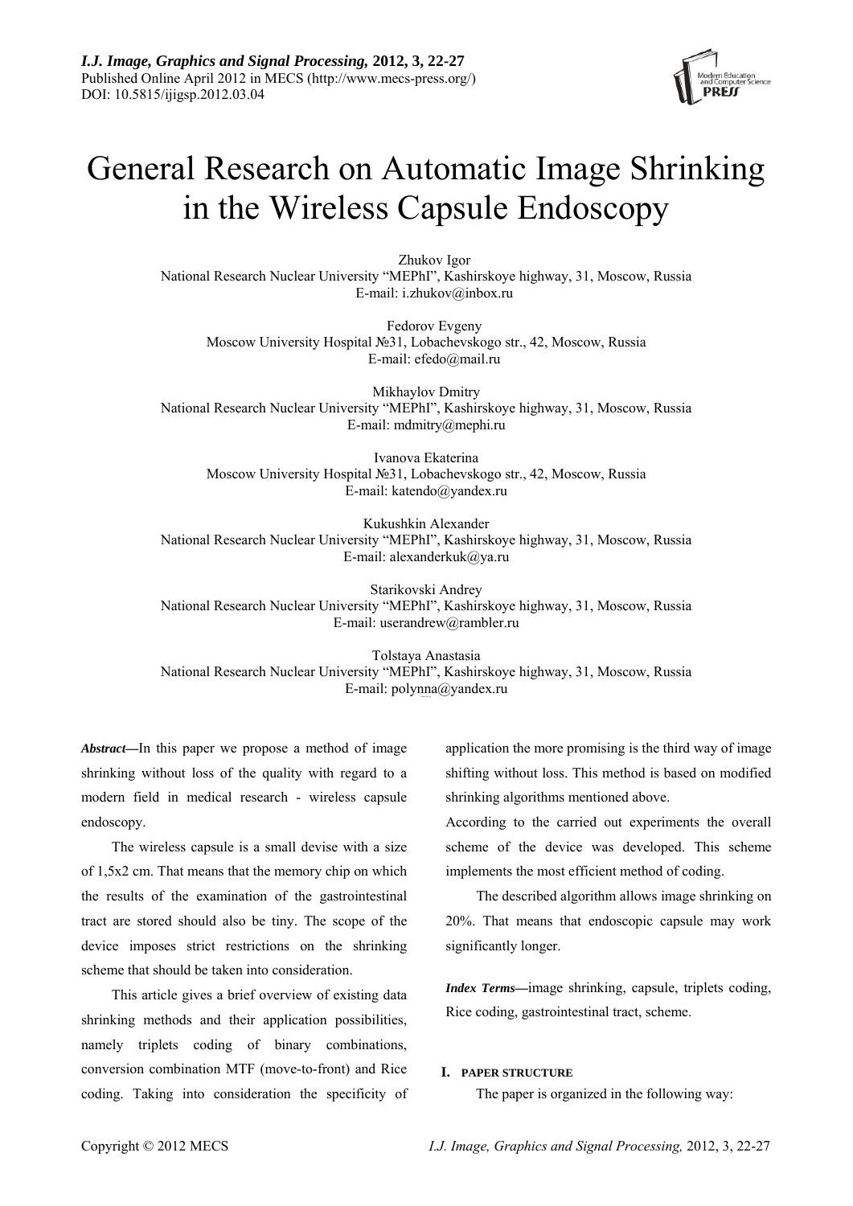# General Research on Automatic Image Shrinking in the Wireless Capsule Endoscopy

Zhukov Igor
National Research Nuclear University "MEPhI", Kashirskoye highway, 31, Moscow, Russia
E-mail: i.zhukov@inbox.ru

Fedorov Evgeny
Moscow University Hospital №31, Lobachevskogo str., 42, Moscow, Russia
E-mail: efedo@mail.ru

Mikhaylov Dmitry
National Research Nuclear University "MEPhI", Kashirskoye highway, 31, Moscow, Russia
E-mail: mdmitry@mephi.ru

Ivanova Ekaterina
Moscow University Hospital №31, Lobachevskogo str., 42, Moscow, Russia
E-mail: katendo@yandex.ru

Kukushkin Alexander
National Research Nuclear University "MEPhI", Kashirskoye highway, 31, Moscow, Russia
E-mail: alexanderkuk@ya.ru

Starikovski Andrey
National Research Nuclear University "MEPhI", Kashirskoye highway, 31, Moscow, Russia
E-mail: userandrew@rambler.ru

Tolstaya Anastasia
National Research Nuclear University "MEPhI", Kashirskoye highway, 31, Moscow, Russia
E-mail: polynna@yandex.ru

***Abstract*—**In this paper we propose a method of image shrinking without loss of the quality with regard to a modern field in medical research - wireless capsule endoscopy.

The wireless capsule is a small devise with a size of 1,5x2 cm. That means that the memory chip on which the results of the examination of the gastrointestinal tract are stored should also be tiny. The scope of the device imposes strict restrictions on the shrinking scheme that should be taken into consideration.

This article gives a brief overview of existing data shrinking methods and their application possibilities, namely triplets coding of binary combinations, conversion combination MTF (move-to-front) and Rice coding. Taking into consideration the specificity of application the more promising is the third way of image shifting without loss. This method is based on modified shrinking algorithms mentioned above.

According to the carried out experiments the overall scheme of the device was developed. This scheme implements the most efficient method of coding.

The described algorithm allows image shrinking on 20%. That means that endoscopic capsule may work significantly longer.

***Index Terms*—**image shrinking, capsule, triplets coding, Rice coding, gastrointestinal tract, scheme.

## I. PAPER STRUCTURE

The paper is organized in the following way: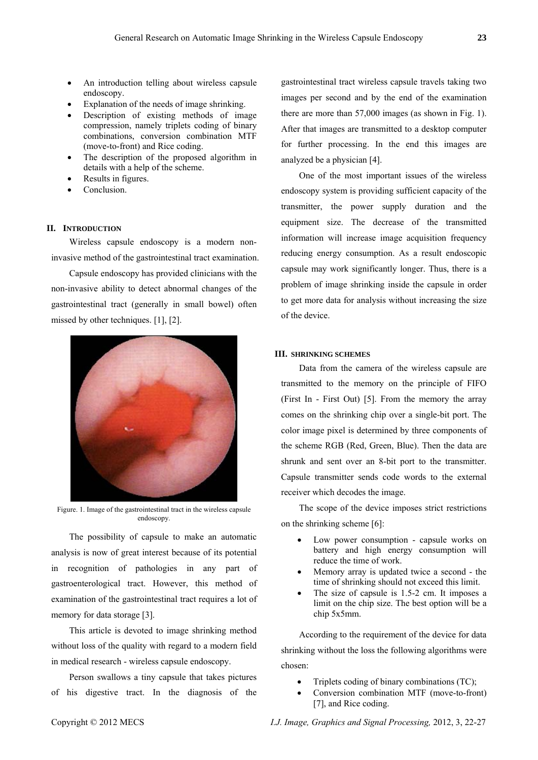- An introduction telling about wireless capsule endoscopy.
- Explanation of the needs of image shrinking.
- Description of existing methods of image compression, namely triplets coding of binary combinations, conversion combination MTF (move-to-front) and Rice coding.
- The description of the proposed algorithm in details with a help of the scheme.
- Results in figures.
- Conclusion.

## II. INTRODUCTION

Wireless capsule endoscopy is a modern non-invasive method of the gastrointestinal tract examination.

Capsule endoscopy has provided clinicians with the non-invasive ability to detect abnormal changes of the gastrointestinal tract (generally in small bowel) often missed by other techniques. [1], [2].

Figure. 1. Image of the gastrointestinal tract in the wireless capsule endoscopy.

The possibility of capsule to make an automatic analysis is now of great interest because of its potential in recognition of pathologies in any part of gastroenterological tract. However, this method of examination of the gastrointestinal tract requires a lot of memory for data storage [3].

This article is devoted to image shrinking method without loss of the quality with regard to a modern field in medical research - wireless capsule endoscopy.

Person swallows a tiny capsule that takes pictures of his digestive tract. In the diagnosis of the gastrointestinal tract wireless capsule travels taking two images per second and by the end of the examination there are more than 57,000 images (as shown in Fig. 1). After that images are transmitted to a desktop computer for further processing. In the end this images are analyzed be a physician [4].

One of the most important issues of the wireless endoscopy system is providing sufficient capacity of the transmitter, the power supply duration and the equipment size. The decrease of the transmitted information will increase image acquisition frequency reducing energy consumption. As a result endoscopic capsule may work significantly longer. Thus, there is a problem of image shrinking inside the capsule in order to get more data for analysis without increasing the size of the device.

## III. SHRINKING SCHEMES

Data from the camera of the wireless capsule are transmitted to the memory on the principle of FIFO (First In - First Out) [5]. From the memory the array comes on the shrinking chip over a single-bit port. The color image pixel is determined by three components of the scheme RGB (Red, Green, Blue). Then the data are shrunk and sent over an 8-bit port to the transmitter. Capsule transmitter sends code words to the external receiver which decodes the image.

The scope of the device imposes strict restrictions on the shrinking scheme [6]:

- Low power consumption - capsule works on battery and high energy consumption will reduce the time of work.
- Memory array is updated twice a second - the time of shrinking should not exceed this limit.
- The size of capsule is 1.5-2 cm. It imposes a limit on the chip size. The best option will be a chip 5x5mm.

According to the requirement of the device for data shrinking without the loss the following algorithms were chosen:

- Triplets coding of binary combinations (TC);
- Conversion combination MTF (move-to-front) [7], and Rice coding.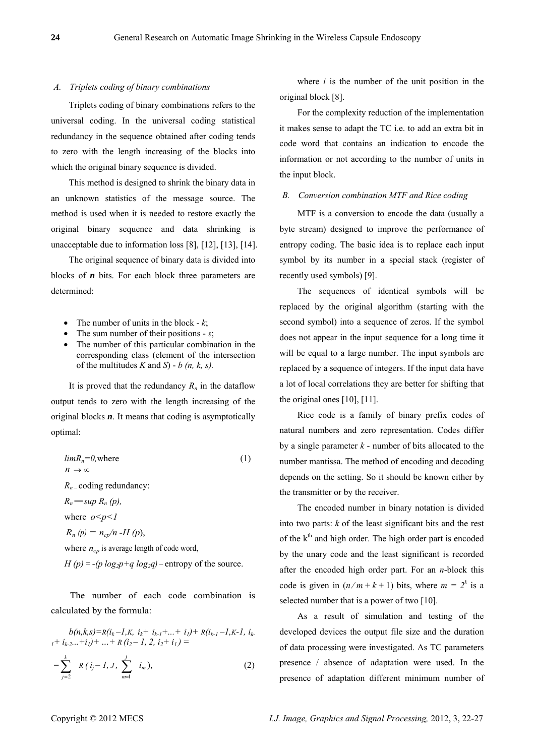### A. Triplets coding of binary combinations

Triplets coding of binary combinations refers to the universal coding. In the universal coding statistical redundancy in the sequence obtained after coding tends to zero with the length increasing of the blocks into which the original binary sequence is divided.

This method is designed to shrink the binary data in an unknown statistics of the message source. The method is used when it is needed to restore exactly the original binary sequence and data shrinking is unacceptable due to information loss [8], [12], [13], [14].

The original sequence of binary data is divided into blocks of ***n*** bits. For each block three parameters are determined:

- The number of units in the block - *k*;
- The sum number of their positions - *s*;
- The number of this particular combination in the corresponding class (element of the intersection of the multitudes *K* and *S*) - *b (n, k, s).*

It is proved that the redundancy $R_n$ in the dataflow output tends to zero with the length increasing of the original blocks ***n***. It means that coding is asymptotically optimal:

$$\lim_{n \to \infty} R_n = 0, \text{where} \tag{1}$$

$R_n$ – coding redundancy:

$R_n = \sup R_n (p),$

where $o<p<1$

$R_n (p) = n_{cp}/n - H (p),$

where $n_{cp}$ is average length of code word,

$H (p) = -(p \log_2 p + q \log_2 q)$ – entropy of the source.

The number of each code combination is calculated by the formula:

$$b(n,k,s) = R(i_k - 1, K, i_k + i_{k-1} + \ldots + i_1) + R(i_{k-1} - 1, K-1, i_{k-1} + i_{k-2} \ldots + i_1) + \ldots + R(i_2 - 1, 2, i_2 + i_1) =$$

$$= \sum_{j=2}^{k} R\left(i_j - 1, J, \sum_{m=1}^{j} i_m\right), \tag{2}$$

where *i* is the number of the unit position in the original block [8].

For the complexity reduction of the implementation it makes sense to adapt the TC i.e. to add an extra bit in code word that contains an indication to encode the information or not according to the number of units in the input block.

### B. Conversion combination MTF and Rice coding

MTF is a conversion to encode the data (usually a byte stream) designed to improve the performance of entropy coding. The basic idea is to replace each input symbol by its number in a special stack (register of recently used symbols) [9].

The sequences of identical symbols will be replaced by the original algorithm (starting with the second symbol) into a sequence of zeros. If the symbol does not appear in the input sequence for a long time it will be equal to a large number. The input symbols are replaced by a sequence of integers. If the input data have a lot of local correlations they are better for shifting that the original ones [10], [11].

Rice code is a family of binary prefix codes of natural numbers and zero representation. Codes differ by a single parameter *k* - number of bits allocated to the number mantissa. The method of encoding and decoding depends on the setting. So it should be known either by the transmitter or by the receiver.

The encoded number in binary notation is divided into two parts: *k* of the least significant bits and the rest of the k[th] and high order. The high order part is encoded by the unary code and the least significant is recorded after the encoded high order part. For an *n*-block this code is given in $(n / m + k + 1)$ bits, where $m = 2^k$ is a selected number that is a power of two [10].

As a result of simulation and testing of the developed devices the output file size and the duration of data processing were investigated. As TC parameters presence / absence of adaptation were used. In the presence of adaptation different minimum number of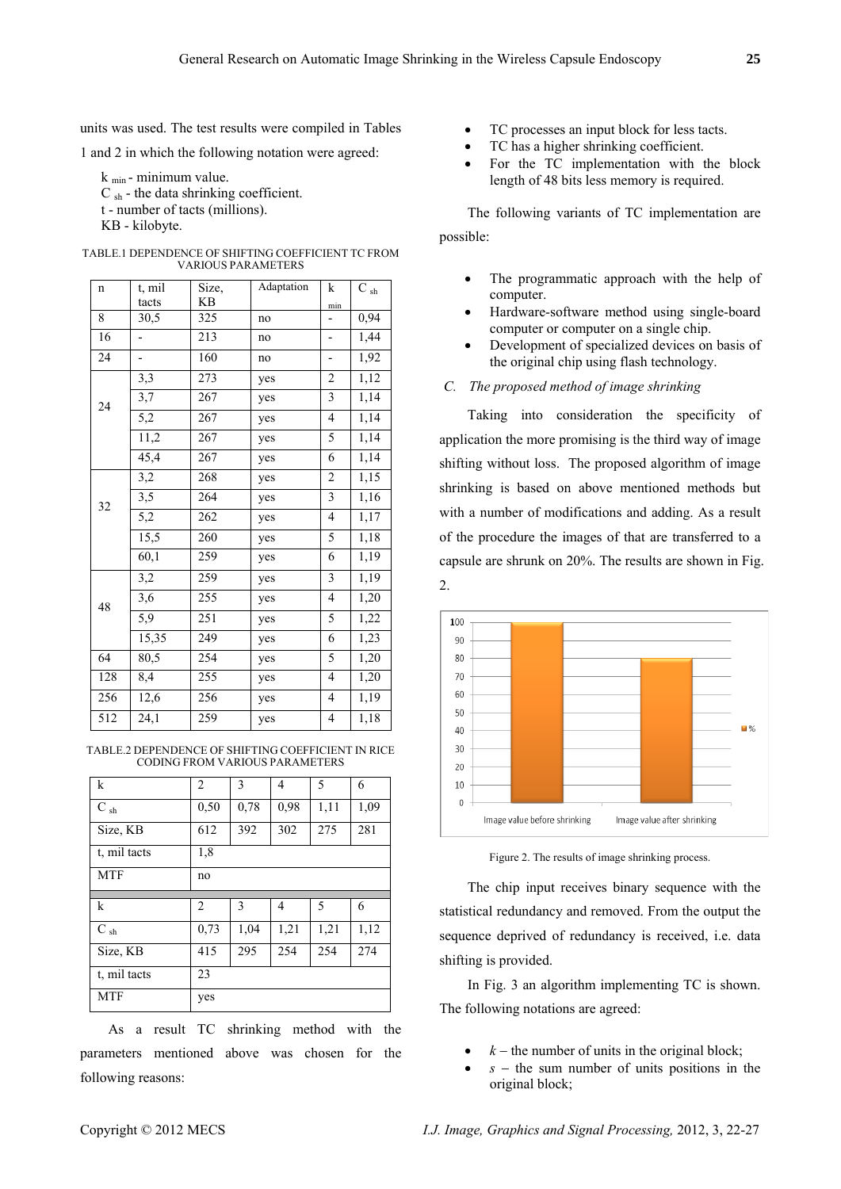units was used. The test results were compiled in Tables 1 and 2 in which the following notation were agreed:

$k_{min}$ - minimum value.
$C_{sh}$ - the data shrinking coefficient.
t - number of tacts (millions).
KB - kilobyte.

TABLE.1 DEPENDENCE OF SHIFTING COEFFICIENT TC FROM VARIOUS PARAMETERS

| n | t, mil tacts | Size, KB | Adaptation | $k_{min}$ | $C_{sh}$ |
|---|---|---|---|---|---|
| 8 | 30,5 | 325 | no | - | 0,94 |
| 16 | - | 213 | no | - | 1,44 |
| 24 | - | 160 | no | - | 1,92 |
| 24 | 3,3 | 273 | yes | 2 | 1,12 |
| | 3,7 | 267 | yes | 3 | 1,14 |
| | 5,2 | 267 | yes | 4 | 1,14 |
| | 11,2 | 267 | yes | 5 | 1,14 |
| | 45,4 | 267 | yes | 6 | 1,14 |
| 32 | 3,2 | 268 | yes | 2 | 1,15 |
| | 3,5 | 264 | yes | 3 | 1,16 |
| | 5,2 | 262 | yes | 4 | 1,17 |
| | 15,5 | 260 | yes | 5 | 1,18 |
| | 60,1 | 259 | yes | 6 | 1,19 |
| 48 | 3,2 | 259 | yes | 3 | 1,19 |
| | 3,6 | 255 | yes | 4 | 1,20 |
| | 5,9 | 251 | yes | 5 | 1,22 |
| | 15,35 | 249 | yes | 6 | 1,23 |
| 64 | 80,5 | 254 | yes | 5 | 1,20 |
| 128 | 8,4 | 255 | yes | 4 | 1,20 |
| 256 | 12,6 | 256 | yes | 4 | 1,19 |
| 512 | 24,1 | 259 | yes | 4 | 1,18 |

TABLE.2 DEPENDENCE OF SHIFTING COEFFICIENT IN RICE CODING FROM VARIOUS PARAMETERS

| k | 2 | 3 | 4 | 5 | 6 |
|---|---|---|---|---|---|
| $C_{sh}$ | 0,50 | 0,78 | 0,98 | 1,11 | 1,09 |
| Size, KB | 612 | 392 | 302 | 275 | 281 |
| t, mil tacts | 1,8 | | | | |
| MTF | no | | | | |
| k | 2 | 3 | 4 | 5 | 6 |
| $C_{sh}$ | 0,73 | 1,04 | 1,21 | 1,21 | 1,12 |
| Size, KB | 415 | 295 | 254 | 254 | 274 |
| t, mil tacts | 23 | | | | |
| MTF | yes | | | | |

As a result TC shrinking method with the parameters mentioned above was chosen for the following reasons:

- TC processes an input block for less tacts.
- TC has a higher shrinking coefficient.
- For the TC implementation with the block length of 48 bits less memory is required.

The following variants of TC implementation are possible:

- The programmatic approach with the help of computer.
- Hardware-software method using single-board computer or computer on a single chip.
- Development of specialized devices on basis of the original chip using flash technology.

### *C. The proposed method of image shrinking*

Taking into consideration the specificity of application the more promising is the third way of image shifting without loss. The proposed algorithm of image shrinking is based on above mentioned methods but with a number of modifications and adding. As a result of the procedure the images of that are transferred to a capsule are shrunk on 20%. The results are shown in Fig. 2.

Figure 2. The results of image shrinking process.

The chip input receives binary sequence with the statistical redundancy and removed. From the output the sequence deprived of redundancy is received, i.e. data shifting is provided.

In Fig. 3 an algorithm implementing TC is shown. The following notations are agreed:

- *k* – the number of units in the original block;
- *s* – the sum number of units positions in the original block;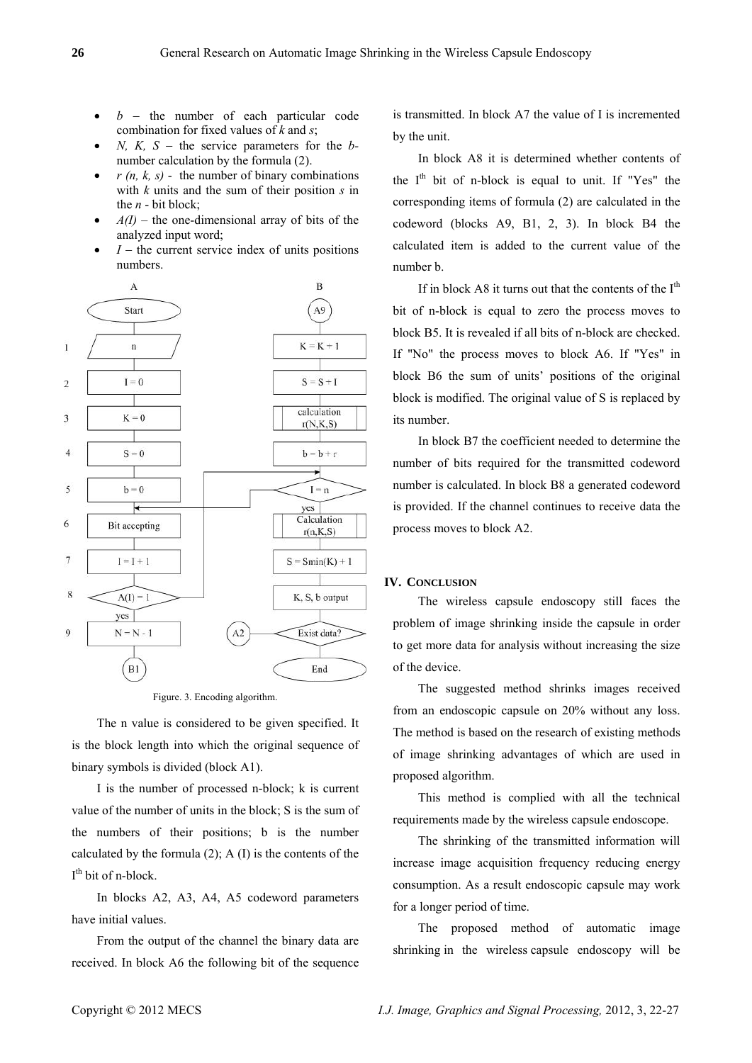- $b$ – the number of each particular code combination for fixed values of $k$ and $s$;
- $N$, $K$, $S$ – the service parameters for the $b$-number calculation by the formula (2).
- $r(n, k, s)$ - the number of binary combinations with $k$ units and the sum of their position $s$ in the $n$ - bit block;
- $A(I)$ – the one-dimensional array of bits of the analyzed input word;
- $I$ – the current service index of units positions numbers.

Figure. 3. Encoding algorithm.

The n value is considered to be given specified. It is the block length into which the original sequence of binary symbols is divided (block A1).

I is the number of processed n-block; k is current value of the number of units in the block; S is the sum of the numbers of their positions; b is the number calculated by the formula (2); A (I) is the contents of the $I^{th}$ bit of n-block.

In blocks A2, A3, A4, A5 codeword parameters have initial values.

From the output of the channel the binary data are received. In block A6 the following bit of the sequence is transmitted. In block A7 the value of I is incremented by the unit.

In block A8 it is determined whether contents of the $I^{th}$ bit of n-block is equal to unit. If "Yes" the corresponding items of formula (2) are calculated in the codeword (blocks A9, B1, 2, 3). In block B4 the calculated item is added to the current value of the number b.

If in block A8 it turns out that the contents of the $I^{th}$ bit of n-block is equal to zero the process moves to block B5. It is revealed if all bits of n-block are checked. If "No" the process moves to block A6. If "Yes" in block B6 the sum of units' positions of the original block is modified. The original value of S is replaced by its number.

In block B7 the coefficient needed to determine the number of bits required for the transmitted codeword number is calculated. In block B8 a generated codeword is provided. If the channel continues to receive data the process moves to block A2.

## IV. Conclusion

The wireless capsule endoscopy still faces the problem of image shrinking inside the capsule in order to get more data for analysis without increasing the size of the device.

The suggested method shrinks images received from an endoscopic capsule on 20% without any loss. The method is based on the research of existing methods of image shrinking advantages of which are used in proposed algorithm.

This method is complied with all the technical requirements made by the wireless capsule endoscope.

The shrinking of the transmitted information will increase image acquisition frequency reducing energy consumption. As a result endoscopic capsule may work for a longer period of time.

The proposed method of automatic image shrinking in the wireless capsule endoscopy will be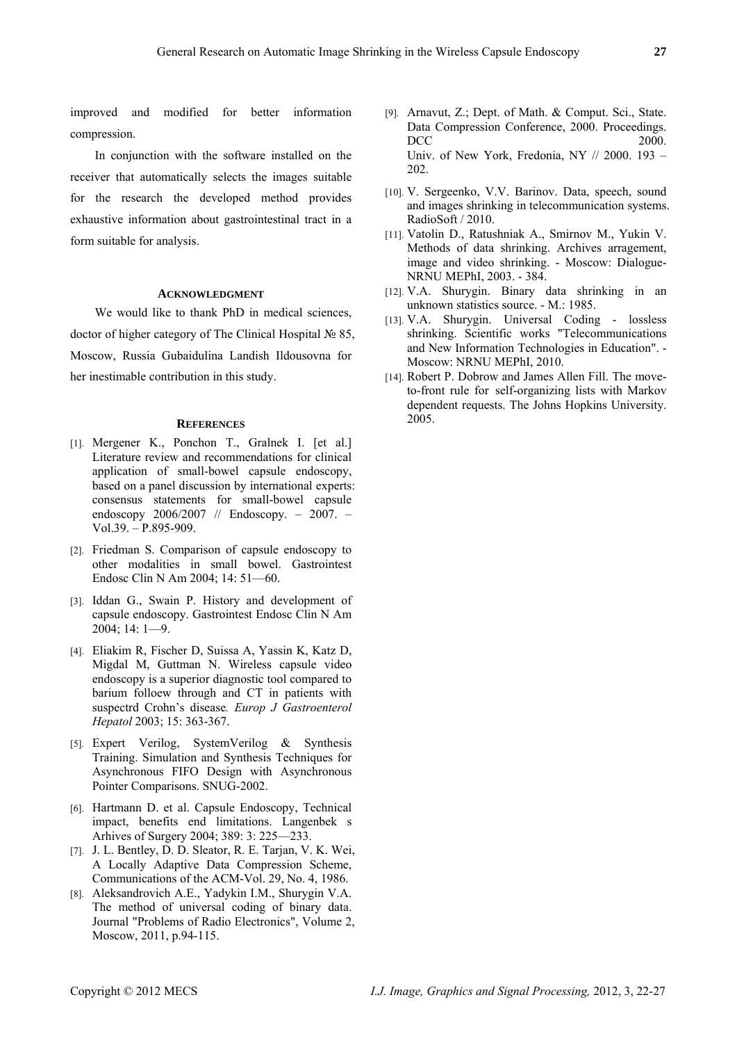improved and modified for better information compression.

In conjunction with the software installed on the receiver that automatically selects the images suitable for the research the developed method provides exhaustive information about gastrointestinal tract in a form suitable for analysis.

## ACKNOWLEDGMENT

We would like to thank PhD in medical sciences, doctor of higher category of The Clinical Hospital № 85, Moscow, Russia Gubaidulina Landish Ildousovna for her inestimable contribution in this study.

## REFERENCES

[1]. Mergener K., Ponchon T., Gralnek I. [et al.] Literature review and recommendations for clinical application of small-bowel capsule endoscopy, based on a panel discussion by international experts: consensus statements for small-bowel capsule endoscopy 2006/2007 // Endoscopy. – 2007. – Vol.39. – P.895-909.

[2]. Friedman S. Comparison of capsule endoscopy to other modalities in small bowel. Gastrointest Endosc Clin N Am 2004; 14: 51—60.

[3]. Iddan G., Swain P. History and development of capsule endoscopy. Gastrointest Endosc Clin N Am 2004; 14: 1—9.

[4]. Eliakim R, Fischer D, Suissa A, Yassin K, Katz D, Migdal M, Guttman N. Wireless capsule video endoscopy is a superior diagnostic tool compared to barium folloew through and CT in patients with suspectrd Crohn's disease. *Europ J Gastroenterol Hepatol* 2003; 15: 363-367.

[5]. Expert Verilog, SystemVerilog & Synthesis Training. Simulation and Synthesis Techniques for Asynchronous FIFO Design with Asynchronous Pointer Comparisons. SNUG-2002.

[6]. Hartmann D. et al. Capsule Endoscopy, Technical impact, benefits end limitations. Langenbek s Arhives of Surgery 2004; 389: 3: 225—233.

[7]. J. L. Bentley, D. D. Sleator, R. E. Tarjan, V. K. Wei, A Locally Adaptive Data Compression Scheme, Communications of the ACM-Vol. 29, No. 4, 1986.

[8]. Aleksandrovich A.E., Yadykin I.M., Shurygin V.A. The method of universal coding of binary data. Journal "Problems of Radio Electronics", Volume 2, Moscow, 2011, p.94-115.

[9]. Arnavut, Z.; Dept. of Math. & Comput. Sci., State. Data Compression Conference, 2000. Proceedings. DCC 2000. Univ. of New York, Fredonia, NY // 2000. 193 – 202.

[10]. V. Sergeenko, V.V. Barinov. Data, speech, sound and images shrinking in telecommunication systems. RadioSoft / 2010.

[11]. Vatolin D., Ratushniak A., Smirnov M., Yukin V. Methods of data shrinking. Archives arragement, image and video shrinking. - Moscow: Dialogue-NRNU MEPhI, 2003. - 384.

[12]. V.A. Shurygin. Binary data shrinking in an unknown statistics source. - M.: 1985.

[13]. V.A. Shurygin. Universal Coding - lossless shrinking. Scientific works "Telecommunications and New Information Technologies in Education". - Moscow: NRNU MEPhI, 2010.

[14]. Robert P. Dobrow and James Allen Fill. The move-to-front rule for self-organizing lists with Markov dependent requests. The Johns Hopkins University. 2005.